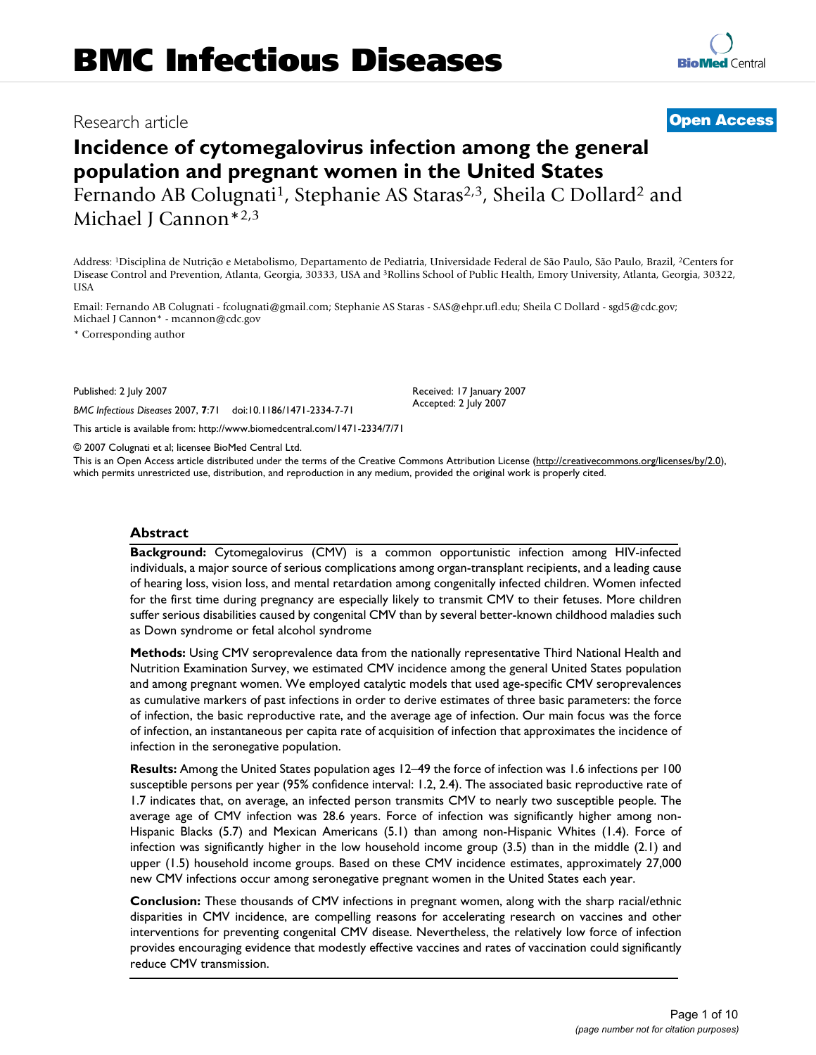# BMC Infectious Diseases

Research article **Open Access**

# Incidence of cytomegalovirus infection among the general population and pregnant women in the United States

Fernando AB Colugnati[1], Stephanie AS Staras[2,3], Sheila C Dollard[2] and Michael J Cannon*[2,3]

Address: [1]Disciplina de Nutrição e Metabolismo, Departamento de Pediatria, Universidade Federal de São Paulo, São Paulo, Brazil, [2]Centers for Disease Control and Prevention, Atlanta, Georgia, 30333, USA and [3]Rollins School of Public Health, Emory University, Atlanta, Georgia, 30322, USA

Email: Fernando AB Colugnati - fcolugnati@gmail.com; Stephanie AS Staras - SAS@ehpr.ufl.edu; Sheila C Dollard - sgd5@cdc.gov; Michael J Cannon* - mcannon@cdc.gov

\* Corresponding author

Published: 2 July 2007

*BMC Infectious Diseases* 2007, **7**:71 doi:10.1186/1471-2334-7-71

Received: 17 January 2007
Accepted: 2 July 2007

This article is available from: http://www.biomedcentral.com/1471-2334/7/71

© 2007 Colugnati et al; licensee BioMed Central Ltd.

This is an Open Access article distributed under the terms of the Creative Commons Attribution License (http://creativecommons.org/licenses/by/2.0), which permits unrestricted use, distribution, and reproduction in any medium, provided the original work is properly cited.

## Abstract

**Background:** Cytomegalovirus (CMV) is a common opportunistic infection among HIV-infected individuals, a major source of serious complications among organ-transplant recipients, and a leading cause of hearing loss, vision loss, and mental retardation among congenitally infected children. Women infected for the first time during pregnancy are especially likely to transmit CMV to their fetuses. More children suffer serious disabilities caused by congenital CMV than by several better-known childhood maladies such as Down syndrome or fetal alcohol syndrome

**Methods:** Using CMV seroprevalence data from the nationally representative Third National Health and Nutrition Examination Survey, we estimated CMV incidence among the general United States population and among pregnant women. We employed catalytic models that used age-specific CMV seroprevalences as cumulative markers of past infections in order to derive estimates of three basic parameters: the force of infection, the basic reproductive rate, and the average age of infection. Our main focus was the force of infection, an instantaneous per capita rate of acquisition of infection that approximates the incidence of infection in the seronegative population.

**Results:** Among the United States population ages 12–49 the force of infection was 1.6 infections per 100 susceptible persons per year (95% confidence interval: 1.2, 2.4). The associated basic reproductive rate of 1.7 indicates that, on average, an infected person transmits CMV to nearly two susceptible people. The average age of CMV infection was 28.6 years. Force of infection was significantly higher among non-Hispanic Blacks (5.7) and Mexican Americans (5.1) than among non-Hispanic Whites (1.4). Force of infection was significantly higher in the low household income group (3.5) than in the middle (2.1) and upper (1.5) household income groups. Based on these CMV incidence estimates, approximately 27,000 new CMV infections occur among seronegative pregnant women in the United States each year.

**Conclusion:** These thousands of CMV infections in pregnant women, along with the sharp racial/ethnic disparities in CMV incidence, are compelling reasons for accelerating research on vaccines and other interventions for preventing congenital CMV disease. Nevertheless, the relatively low force of infection provides encouraging evidence that modestly effective vaccines and rates of vaccination could significantly reduce CMV transmission.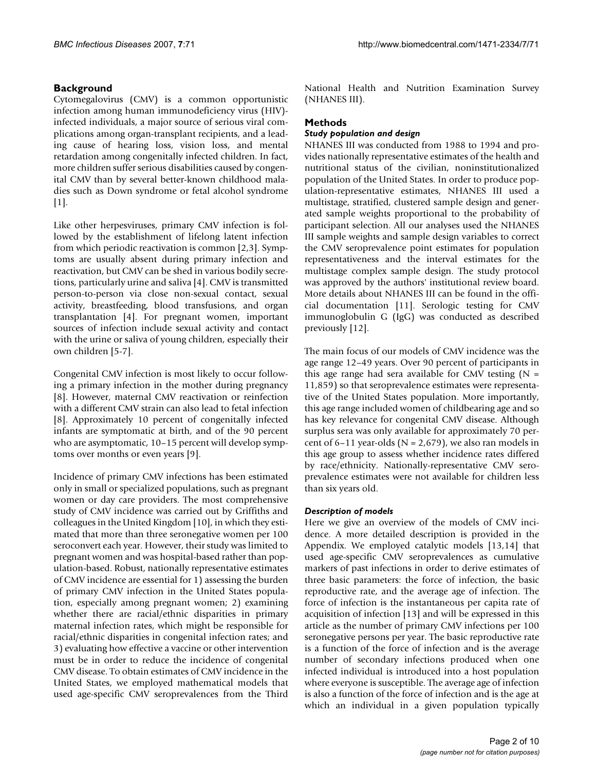## Background

Cytomegalovirus (CMV) is a common opportunistic infection among human immunodeficiency virus (HIV)-infected individuals, a major source of serious viral complications among organ-transplant recipients, and a leading cause of hearing loss, vision loss, and mental retardation among congenitally infected children. In fact, more children suffer serious disabilities caused by congenital CMV than by several better-known childhood maladies such as Down syndrome or fetal alcohol syndrome [1].

Like other herpesviruses, primary CMV infection is followed by the establishment of lifelong latent infection from which periodic reactivation is common [2,3]. Symptoms are usually absent during primary infection and reactivation, but CMV can be shed in various bodily secretions, particularly urine and saliva [4]. CMV is transmitted person-to-person via close non-sexual contact, sexual activity, breastfeeding, blood transfusions, and organ transplantation [4]. For pregnant women, important sources of infection include sexual activity and contact with the urine or saliva of young children, especially their own children [5-7].

Congenital CMV infection is most likely to occur following a primary infection in the mother during pregnancy [8]. However, maternal CMV reactivation or reinfection with a different CMV strain can also lead to fetal infection [8]. Approximately 10 percent of congenitally infected infants are symptomatic at birth, and of the 90 percent who are asymptomatic, 10–15 percent will develop symptoms over months or even years [9].

Incidence of primary CMV infections has been estimated only in small or specialized populations, such as pregnant women or day care providers. The most comprehensive study of CMV incidence was carried out by Griffiths and colleagues in the United Kingdom [10], in which they estimated that more than three seronegative women per 100 seroconvert each year. However, their study was limited to pregnant women and was hospital-based rather than population-based. Robust, nationally representative estimates of CMV incidence are essential for 1) assessing the burden of primary CMV infection in the United States population, especially among pregnant women; 2) examining whether there are racial/ethnic disparities in primary maternal infection rates, which might be responsible for racial/ethnic disparities in congenital infection rates; and 3) evaluating how effective a vaccine or other intervention must be in order to reduce the incidence of congenital CMV disease. To obtain estimates of CMV incidence in the United States, we employed mathematical models that used age-specific CMV seroprevalences from the Third National Health and Nutrition Examination Survey (NHANES III).

## Methods

### *Study population and design*

NHANES III was conducted from 1988 to 1994 and provides nationally representative estimates of the health and nutritional status of the civilian, noninstitutionalized population of the United States. In order to produce population-representative estimates, NHANES III used a multistage, stratified, clustered sample design and generated sample weights proportional to the probability of participant selection. All our analyses used the NHANES III sample weights and sample design variables to correct the CMV seroprevalence point estimates for population representativeness and the interval estimates for the multistage complex sample design. The study protocol was approved by the authors' institutional review board. More details about NHANES III can be found in the official documentation [11]. Serologic testing for CMV immunoglobulin G (IgG) was conducted as described previously [12].

The main focus of our models of CMV incidence was the age range 12–49 years. Over 90 percent of participants in this age range had sera available for CMV testing (N = 11,859) so that seroprevalence estimates were representative of the United States population. More importantly, this age range included women of childbearing age and so has key relevance for congenital CMV disease. Although surplus sera was only available for approximately 70 percent of 6–11 year-olds (N = 2,679), we also ran models in this age group to assess whether incidence rates differed by race/ethnicity. Nationally-representative CMV seroprevalence estimates were not available for children less than six years old.

### *Description of models*

Here we give an overview of the models of CMV incidence. A more detailed description is provided in the Appendix. We employed catalytic models [13,14] that used age-specific CMV seroprevalences as cumulative markers of past infections in order to derive estimates of three basic parameters: the force of infection, the basic reproductive rate, and the average age of infection. The force of infection is the instantaneous per capita rate of acquisition of infection [13] and will be expressed in this article as the number of primary CMV infections per 100 seronegative persons per year. The basic reproductive rate is a function of the force of infection and is the average number of secondary infections produced when one infected individual is introduced into a host population where everyone is susceptible. The average age of infection is also a function of the force of infection and is the age at which an individual in a given population typically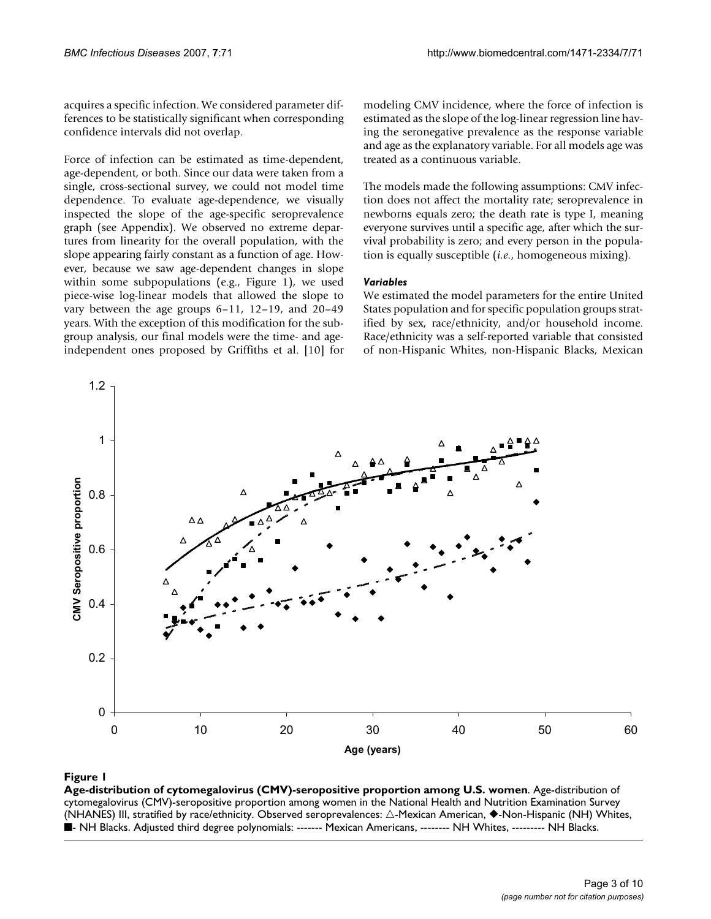acquires a specific infection. We considered parameter differences to be statistically significant when corresponding confidence intervals did not overlap.

Force of infection can be estimated as time-dependent, age-dependent, or both. Since our data were taken from a single, cross-sectional survey, we could not model time dependence. To evaluate age-dependence, we visually inspected the slope of the age-specific seroprevalence graph (see Appendix). We observed no extreme departures from linearity for the overall population, with the slope appearing fairly constant as a function of age. However, because we saw age-dependent changes in slope within some subpopulations (e.g., Figure 1), we used piece-wise log-linear models that allowed the slope to vary between the age groups 6–11, 12–19, and 20–49 years. With the exception of this modification for the subgroup analysis, our final models were the time- and age-independent ones proposed by Griffiths et al. [10] for modeling CMV incidence, where the force of infection is estimated as the slope of the log-linear regression line having the seronegative prevalence as the response variable and age as the explanatory variable. For all models age was treated as a continuous variable.

The models made the following assumptions: CMV infection does not affect the mortality rate; seroprevalence in newborns equals zero; the death rate is type I, meaning everyone survives until a specific age, after which the survival probability is zero; and every person in the population is equally susceptible (*i.e.*, homogeneous mixing).

### *Variables*

We estimated the model parameters for the entire United States population and for specific population groups stratified by sex, race/ethnicity, and/or household income. Race/ethnicity was a self-reported variable that consisted of non-Hispanic Whites, non-Hispanic Blacks, Mexican

**Figure 1**

**Age-distribution of cytomegalovirus (CMV)-seropositive proportion among U.S. women**. Age-distribution of cytomegalovirus (CMV)-seropositive proportion among women in the National Health and Nutrition Examination Survey (NHANES) III, stratified by race/ethnicity. Observed seroprevalences: △-Mexican American, ◆-Non-Hispanic (NH) Whites, ■- NH Blacks. Adjusted third degree polynomials: ------- Mexican Americans, -------- NH Whites, --------- NH Blacks.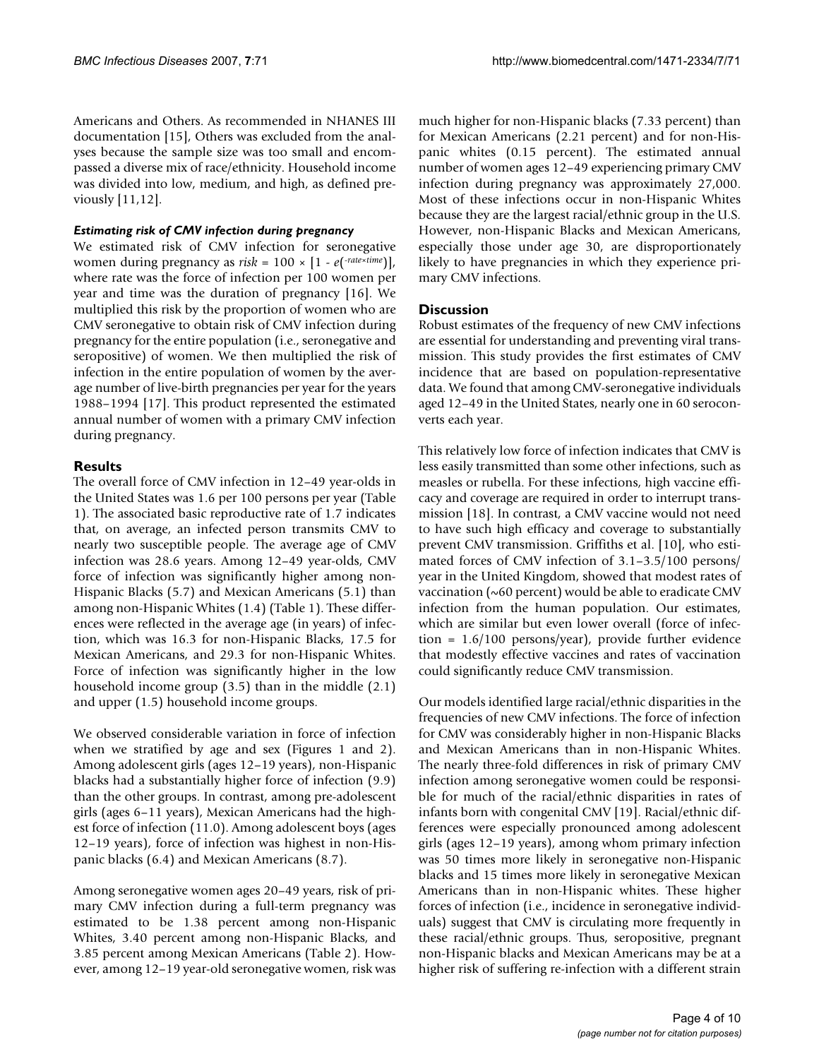Americans and Others. As recommended in NHANES III documentation [15], Others was excluded from the analyses because the sample size was too small and encompassed a diverse mix of race/ethnicity. Household income was divided into low, medium, and high, as defined previously [11,12].

#### *Estimating risk of CMV infection during pregnancy*

We estimated risk of CMV infection for seronegative women during pregnancy as $risk = 100 \times [1 - e^{(-rate \times time)}]$, where rate was the force of infection per 100 women per year and time was the duration of pregnancy [16]. We multiplied this risk by the proportion of women who are CMV seronegative to obtain risk of CMV infection during pregnancy for the entire population (i.e., seronegative and seropositive) of women. We then multiplied the risk of infection in the entire population of women by the average number of live-birth pregnancies per year for the years 1988–1994 [17]. This product represented the estimated annual number of women with a primary CMV infection during pregnancy.

## Results

The overall force of CMV infection in 12–49 year-olds in the United States was 1.6 per 100 persons per year (Table 1). The associated basic reproductive rate of 1.7 indicates that, on average, an infected person transmits CMV to nearly two susceptible people. The average age of CMV infection was 28.6 years. Among 12–49 year-olds, CMV force of infection was significantly higher among non-Hispanic Blacks (5.7) and Mexican Americans (5.1) than among non-Hispanic Whites (1.4) (Table 1). These differences were reflected in the average age (in years) of infection, which was 16.3 for non-Hispanic Blacks, 17.5 for Mexican Americans, and 29.3 for non-Hispanic Whites. Force of infection was significantly higher in the low household income group (3.5) than in the middle (2.1) and upper (1.5) household income groups.

We observed considerable variation in force of infection when we stratified by age and sex (Figures 1 and 2). Among adolescent girls (ages 12–19 years), non-Hispanic blacks had a substantially higher force of infection (9.9) than the other groups. In contrast, among pre-adolescent girls (ages 6–11 years), Mexican Americans had the highest force of infection (11.0). Among adolescent boys (ages 12–19 years), force of infection was highest in non-Hispanic blacks (6.4) and Mexican Americans (8.7).

Among seronegative women ages 20–49 years, risk of primary CMV infection during a full-term pregnancy was estimated to be 1.38 percent among non-Hispanic Whites, 3.40 percent among non-Hispanic Blacks, and 3.85 percent among Mexican Americans (Table 2). However, among 12–19 year-old seronegative women, risk was much higher for non-Hispanic blacks (7.33 percent) than for Mexican Americans (2.21 percent) and for non-Hispanic whites (0.15 percent). The estimated annual number of women ages 12–49 experiencing primary CMV infection during pregnancy was approximately 27,000. Most of these infections occur in non-Hispanic Whites because they are the largest racial/ethnic group in the U.S. However, non-Hispanic Blacks and Mexican Americans, especially those under age 30, are disproportionately likely to have pregnancies in which they experience primary CMV infections.

## Discussion

Robust estimates of the frequency of new CMV infections are essential for understanding and preventing viral transmission. This study provides the first estimates of CMV incidence that are based on population-representative data. We found that among CMV-seronegative individuals aged 12–49 in the United States, nearly one in 60 seroconverts each year.

This relatively low force of infection indicates that CMV is less easily transmitted than some other infections, such as measles or rubella. For these infections, high vaccine efficacy and coverage are required in order to interrupt transmission [18]. In contrast, a CMV vaccine would not need to have such high efficacy and coverage to substantially prevent CMV transmission. Griffiths et al. [10], who estimated forces of CMV infection of 3.1–3.5/100 persons/year in the United Kingdom, showed that modest rates of vaccination (~60 percent) would be able to eradicate CMV infection from the human population. Our estimates, which are similar but even lower overall (force of infection = 1.6/100 persons/year), provide further evidence that modestly effective vaccines and rates of vaccination could significantly reduce CMV transmission.

Our models identified large racial/ethnic disparities in the frequencies of new CMV infections. The force of infection for CMV was considerably higher in non-Hispanic Blacks and Mexican Americans than in non-Hispanic Whites. The nearly three-fold differences in risk of primary CMV infection among seronegative women could be responsible for much of the racial/ethnic disparities in rates of infants born with congenital CMV [19]. Racial/ethnic differences were especially pronounced among adolescent girls (ages 12–19 years), among whom primary infection was 50 times more likely in seronegative non-Hispanic blacks and 15 times more likely in seronegative Mexican Americans than in non-Hispanic whites. These higher forces of infection (i.e., incidence in seronegative individuals) suggest that CMV is circulating more frequently in these racial/ethnic groups. Thus, seropositive, pregnant non-Hispanic blacks and Mexican Americans may be at a higher risk of suffering re-infection with a different strain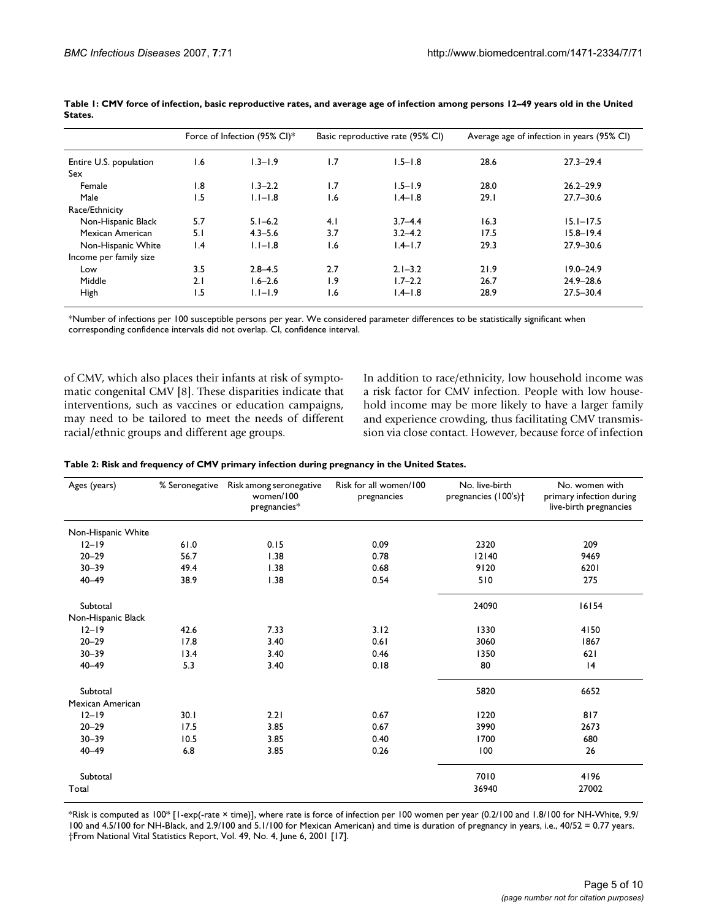**Table 1: CMV force of infection, basic reproductive rates, and average age of infection among persons 12–49 years old in the United States.**

| | Force of Infection (95% CI)* | | Basic reproductive rate (95% CI) | | Average age of infection in years (95% CI) | |
|---|---|---|---|---|---|---|
| Entire U.S. population | 1.6 | 1.3–1.9 | 1.7 | 1.5–1.8 | 28.6 | 27.3–29.4 |
| Sex | | | | | | |
| Female | 1.8 | 1.3–2.2 | 1.7 | 1.5–1.9 | 28.0 | 26.2–29.9 |
| Male | 1.5 | 1.1–1.8 | 1.6 | 1.4–1.8 | 29.1 | 27.7–30.6 |
| Race/Ethnicity | | | | | | |
| Non-Hispanic Black | 5.7 | 5.1–6.2 | 4.1 | 3.7–4.4 | 16.3 | 15.1–17.5 |
| Mexican American | 5.1 | 4.3–5.6 | 3.7 | 3.2–4.2 | 17.5 | 15.8–19.4 |
| Non-Hispanic White | 1.4 | 1.1–1.8 | 1.6 | 1.4–1.7 | 29.3 | 27.9–30.6 |
| Income per family size | | | | | | |
| Low | 3.5 | 2.8–4.5 | 2.7 | 2.1–3.2 | 21.9 | 19.0–24.9 |
| Middle | 2.1 | 1.6–2.6 | 1.9 | 1.7–2.2 | 26.7 | 24.9–28.6 |
| High | 1.5 | 1.1–1.9 | 1.6 | 1.4–1.8 | 28.9 | 27.5–30.4 |

*Number of infections per 100 susceptible persons per year. We considered parameter differences to be statistically significant when corresponding confidence intervals did not overlap. CI, confidence interval.

of CMV, which also places their infants at risk of symptomatic congenital CMV [8]. These disparities indicate that interventions, such as vaccines or education campaigns, may need to be tailored to meet the needs of different racial/ethnic groups and different age groups.

In addition to race/ethnicity, low household income was a risk factor for CMV infection. People with low household income may be more likely to have a larger family and experience crowding, thus facilitating CMV transmission via close contact. However, because force of infection

**Table 2: Risk and frequency of CMV primary infection during pregnancy in the United States.**

| Ages (years) | % Seronegative | Risk among seronegative women/100 pregnancies* | Risk for all women/100 pregnancies | No. live-birth pregnancies (100's)† | No. women with primary infection during live-birth pregnancies |
|---|---|---|---|---|---|
| Non-Hispanic White | | | | | |
| 12–19 | 61.0 | 0.15 | 0.09 | 2320 | 209 |
| 20–29 | 56.7 | 1.38 | 0.78 | 12140 | 9469 |
| 30–39 | 49.4 | 1.38 | 0.68 | 9120 | 6201 |
| 40–49 | 38.9 | 1.38 | 0.54 | 510 | 275 |
| Subtotal | | | | 24090 | 16154 |
| Non-Hispanic Black | | | | | |
| 12–19 | 42.6 | 7.33 | 3.12 | 1330 | 4150 |
| 20–29 | 17.8 | 3.40 | 0.61 | 3060 | 1867 |
| 30–39 | 13.4 | 3.40 | 0.46 | 1350 | 621 |
| 40–49 | 5.3 | 3.40 | 0.18 | 80 | 14 |
| Subtotal | | | | 5820 | 6652 |
| Mexican American | | | | | |
| 12–19 | 30.1 | 2.21 | 0.67 | 1220 | 817 |
| 20–29 | 17.5 | 3.85 | 0.67 | 3990 | 2673 |
| 30–39 | 10.5 | 3.85 | 0.40 | 1700 | 680 |
| 40–49 | 6.8 | 3.85 | 0.26 | 100 | 26 |
| Subtotal | | | | 7010 | 4196 |
| Total | | | | 36940 | 27002 |

*Risk is computed as 100* [1-exp(-rate × time)], where rate is force of infection per 100 women per year (0.2/100 and 1.8/100 for NH-White, 9.9/100 and 4.5/100 for NH-Black, and 2.9/100 and 5.1/100 for Mexican American) and time is duration of pregnancy in years, i.e., 40/52 = 0.77 years.
†From National Vital Statistics Report, Vol. 49, No. 4, June 6, 2001 [17].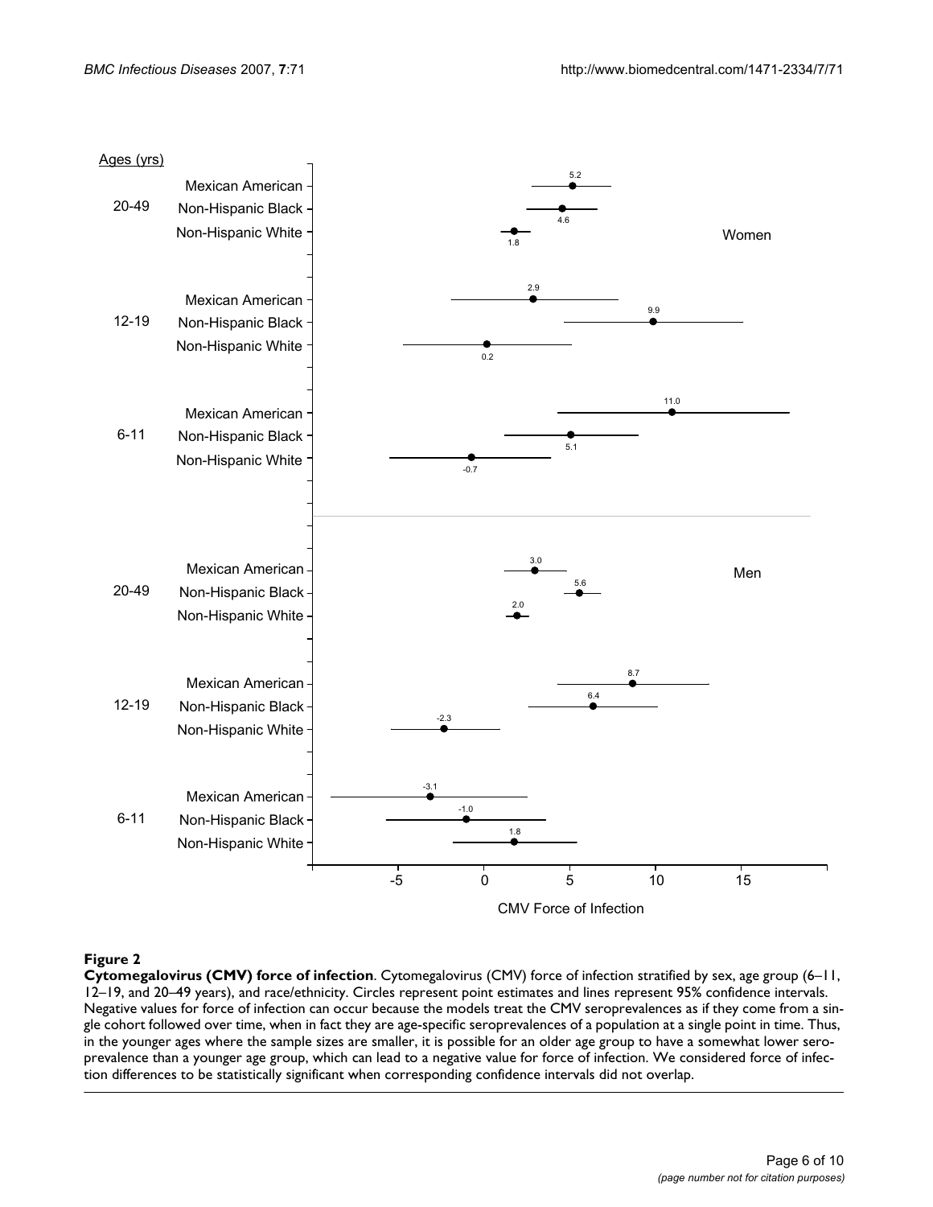**Figure 2**

**Cytomegalovirus (CMV) force of infection**. Cytomegalovirus (CMV) force of infection stratified by sex, age group (6–11, 12–19, and 20–49 years), and race/ethnicity. Circles represent point estimates and lines represent 95% confidence intervals. Negative values for force of infection can occur because the models treat the CMV seroprevalences as if they come from a single cohort followed over time, when in fact they are age-specific seroprevalences of a population at a single point in time. Thus, in the younger ages where the sample sizes are smaller, it is possible for an older age group to have a somewhat lower seroprevalence than a younger age group, which can lead to a negative value for force of infection. We considered force of infection differences to be statistically significant when corresponding confidence intervals did not overlap.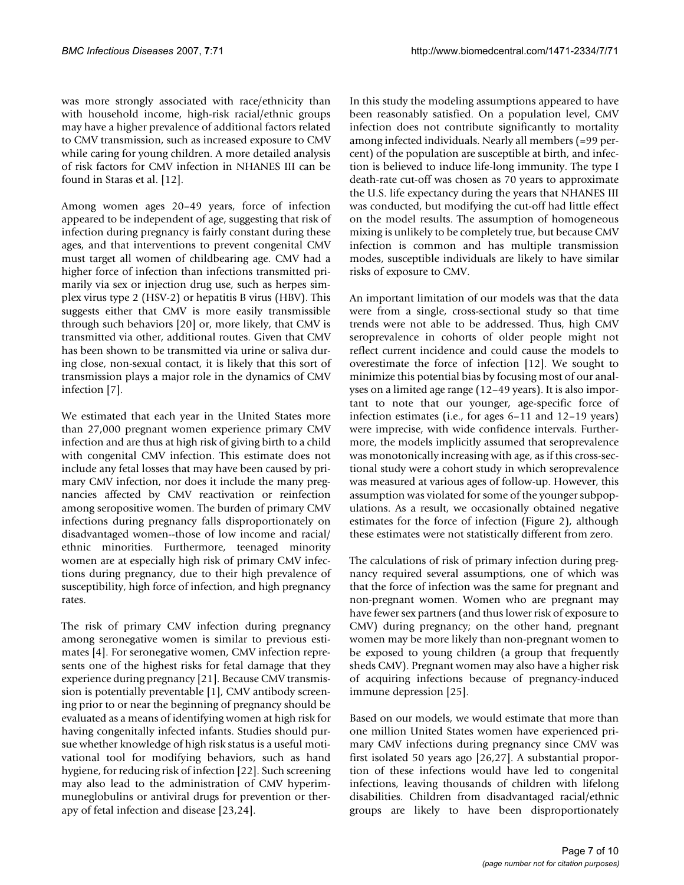was more strongly associated with race/ethnicity than with household income, high-risk racial/ethnic groups may have a higher prevalence of additional factors related to CMV transmission, such as increased exposure to CMV while caring for young children. A more detailed analysis of risk factors for CMV infection in NHANES III can be found in Staras et al. [12].

Among women ages 20–49 years, force of infection appeared to be independent of age, suggesting that risk of infection during pregnancy is fairly constant during these ages, and that interventions to prevent congenital CMV must target all women of childbearing age. CMV had a higher force of infection than infections transmitted primarily via sex or injection drug use, such as herpes simplex virus type 2 (HSV-2) or hepatitis B virus (HBV). This suggests either that CMV is more easily transmissible through such behaviors [20] or, more likely, that CMV is transmitted via other, additional routes. Given that CMV has been shown to be transmitted via urine or saliva during close, non-sexual contact, it is likely that this sort of transmission plays a major role in the dynamics of CMV infection [7].

We estimated that each year in the United States more than 27,000 pregnant women experience primary CMV infection and are thus at high risk of giving birth to a child with congenital CMV infection. This estimate does not include any fetal losses that may have been caused by primary CMV infection, nor does it include the many pregnancies affected by CMV reactivation or reinfection among seropositive women. The burden of primary CMV infections during pregnancy falls disproportionately on disadvantaged women--those of low income and racial/ethnic minorities. Furthermore, teenaged minority women are at especially high risk of primary CMV infections during pregnancy, due to their high prevalence of susceptibility, high force of infection, and high pregnancy rates.

The risk of primary CMV infection during pregnancy among seronegative women is similar to previous estimates [4]. For seronegative women, CMV infection represents one of the highest risks for fetal damage that they experience during pregnancy [21]. Because CMV transmission is potentially preventable [1], CMV antibody screening prior to or near the beginning of pregnancy should be evaluated as a means of identifying women at high risk for having congenitally infected infants. Studies should pursue whether knowledge of high risk status is a useful motivational tool for modifying behaviors, such as hand hygiene, for reducing risk of infection [22]. Such screening may also lead to the administration of CMV hyperimmuneglobulins or antiviral drugs for prevention or therapy of fetal infection and disease [23,24].

In this study the modeling assumptions appeared to have been reasonably satisfied. On a population level, CMV infection does not contribute significantly to mortality among infected individuals. Nearly all members (≈99 percent) of the population are susceptible at birth, and infection is believed to induce life-long immunity. The type I death-rate cut-off was chosen as 70 years to approximate the U.S. life expectancy during the years that NHANES III was conducted, but modifying the cut-off had little effect on the model results. The assumption of homogeneous mixing is unlikely to be completely true, but because CMV infection is common and has multiple transmission modes, susceptible individuals are likely to have similar risks of exposure to CMV.

An important limitation of our models was that the data were from a single, cross-sectional study so that time trends were not able to be addressed. Thus, high CMV seroprevalence in cohorts of older people might not reflect current incidence and could cause the models to overestimate the force of infection [12]. We sought to minimize this potential bias by focusing most of our analyses on a limited age range (12–49 years). It is also important to note that our younger, age-specific force of infection estimates (i.e., for ages 6–11 and 12–19 years) were imprecise, with wide confidence intervals. Furthermore, the models implicitly assumed that seroprevalence was monotonically increasing with age, as if this cross-sectional study were a cohort study in which seroprevalence was measured at various ages of follow-up. However, this assumption was violated for some of the younger subpopulations. As a result, we occasionally obtained negative estimates for the force of infection (Figure 2), although these estimates were not statistically different from zero.

The calculations of risk of primary infection during pregnancy required several assumptions, one of which was that the force of infection was the same for pregnant and non-pregnant women. Women who are pregnant may have fewer sex partners (and thus lower risk of exposure to CMV) during pregnancy; on the other hand, pregnant women may be more likely than non-pregnant women to be exposed to young children (a group that frequently sheds CMV). Pregnant women may also have a higher risk of acquiring infections because of pregnancy-induced immune depression [25].

Based on our models, we would estimate that more than one million United States women have experienced primary CMV infections during pregnancy since CMV was first isolated 50 years ago [26,27]. A substantial proportion of these infections would have led to congenital infections, leaving thousands of children with lifelong disabilities. Children from disadvantaged racial/ethnic groups are likely to have been disproportionately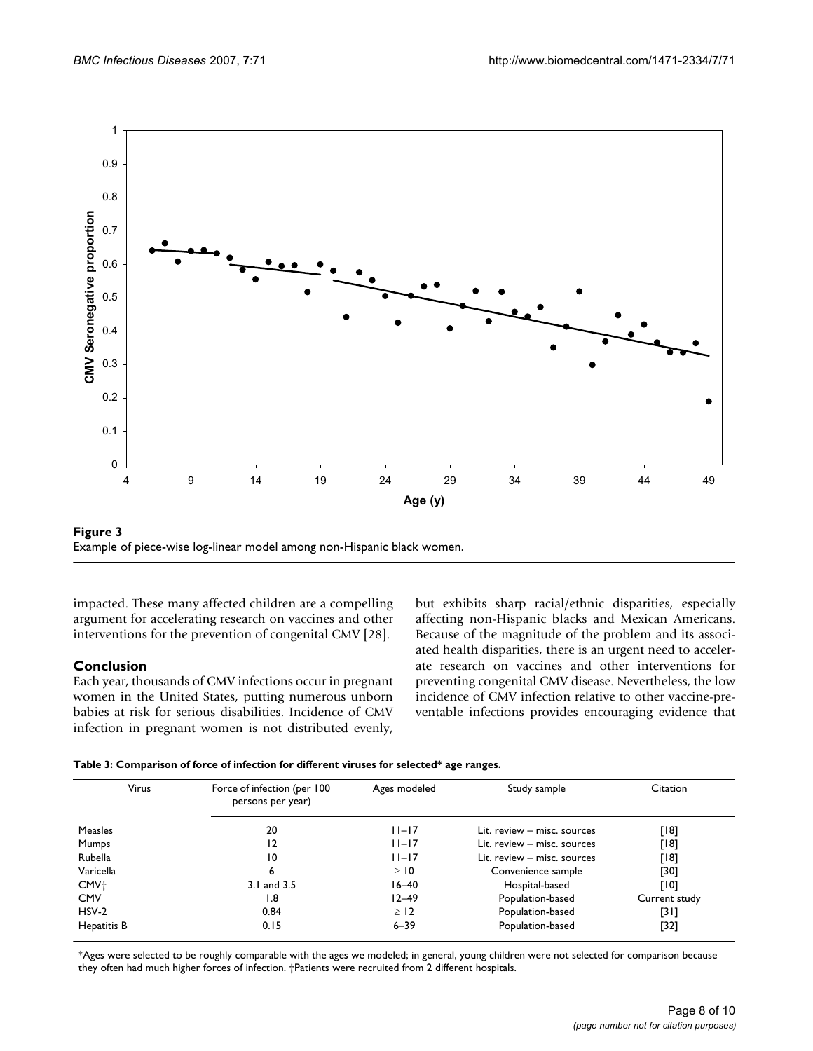**Figure 3**

Example of piece-wise log-linear model among non-Hispanic black women.

impacted. These many affected children are a compelling argument for accelerating research on vaccines and other interventions for the prevention of congenital CMV [28].

## Conclusion

Each year, thousands of CMV infections occur in pregnant women in the United States, putting numerous unborn babies at risk for serious disabilities. Incidence of CMV infection in pregnant women is not distributed evenly, but exhibits sharp racial/ethnic disparities, especially affecting non-Hispanic blacks and Mexican Americans. Because of the magnitude of the problem and its associated health disparities, there is an urgent need to accelerate research on vaccines and other interventions for preventing congenital CMV disease. Nevertheless, the low incidence of CMV infection relative to other vaccine-preventable infections provides encouraging evidence that

**Table 3: Comparison of force of infection for different viruses for selected* age ranges.**

| Virus | Force of infection (per 100 persons per year) | Ages modeled | Study sample | Citation |
|---|---|---|---|---|
| Measles | 20 | 11–17 | Lit. review – misc. sources | [18] |
| Mumps | 12 | 11–17 | Lit. review – misc. sources | [18] |
| Rubella | 10 | 11–17 | Lit. review – misc. sources | [18] |
| Varicella | 6 | ≥ 10 | Convenience sample | [30] |
| CMV† | 3.1 and 3.5 | 16–40 | Hospital-based | [10] |
| CMV | 1.8 | 12–49 | Population-based | Current study |
| HSV-2 | 0.84 | ≥ 12 | Population-based | [31] |
| Hepatitis B | 0.15 | 6–39 | Population-based | [32] |

*Ages were selected to be roughly comparable with the ages we modeled; in general, young children were not selected for comparison because they often had much higher forces of infection. †Patients were recruited from 2 different hospitals.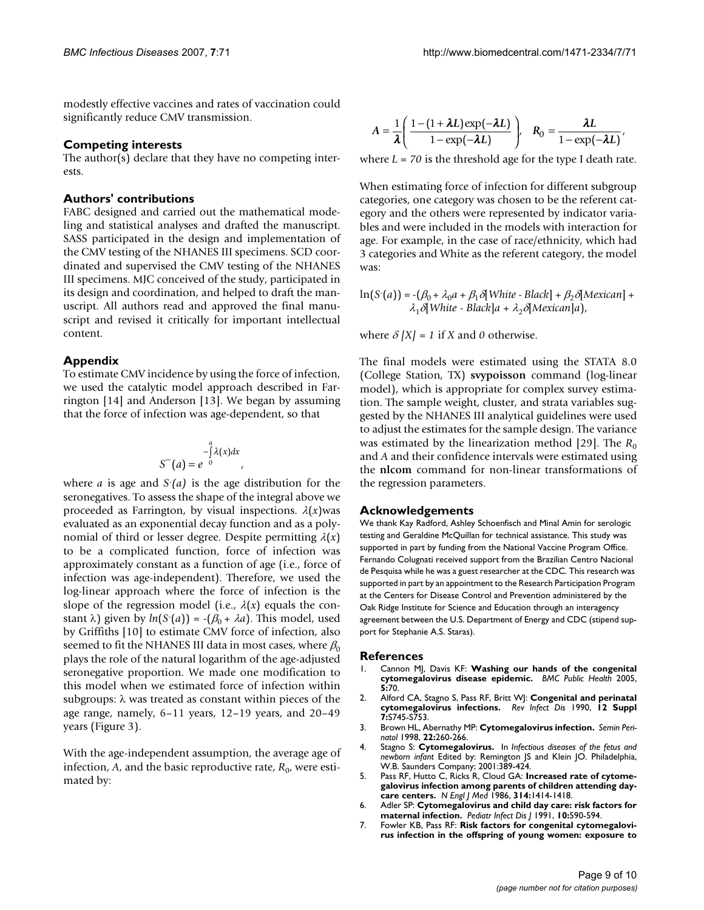modestly effective vaccines and rates of vaccination could significantly reduce CMV transmission.

## Competing interests

The author(s) declare that they have no competing interests.

## Authors' contributions

FABC designed and carried out the mathematical modeling and statistical analyses and drafted the manuscript. SASS participated in the design and implementation of the CMV testing of the NHANES III specimens. SCD coordinated and supervised the CMV testing of the NHANES III specimens. MJC conceived of the study, participated in its design and coordination, and helped to draft the manuscript. All authors read and approved the final manuscript and revised it critically for important intellectual content.

## Appendix

To estimate CMV incidence by using the force of infection, we used the catalytic model approach described in Farrington [14] and Anderson [13]. We began by assuming that the force of infection was age-dependent, so that

$$S^{-}(a) = e^{-\int_0^a \lambda(x)dx},$$

where $a$ is age and $S^{-}(a)$ is the age distribution for the seronegatives. To assess the shape of the integral above we proceeded as Farrington, by visual inspections. $\lambda(x)$was evaluated as an exponential decay function and as a polynomial of third or lesser degree. Despite permitting $\lambda(x)$ to be a complicated function, force of infection was approximately constant as a function of age (i.e., force of infection was age-independent). Therefore, we used the log-linear approach where the force of infection is the slope of the regression model (i.e., $\lambda(x)$ equals the constant $\lambda$) given by $ln(S^{-}(a)) = -(\beta_0 + \lambda a)$. This model, used by Griffiths [10] to estimate CMV force of infection, also seemed to fit the NHANES III data in most cases, where $\beta_0$ plays the role of the natural logarithm of the age-adjusted seronegative proportion. We made one modification to this model when we estimated force of infection within subgroups: $\lambda$ was treated as constant within pieces of the age range, namely, 6–11 years, 12–19 years, and 20–49 years (Figure 3).

With the age-independent assumption, the average age of infection, $A$, and the basic reproductive rate, $R_0$, were estimated by:

$$A = \frac{1}{\boldsymbol{\lambda}}\left(\frac{1-(1+\boldsymbol{\lambda}L)\exp(-\boldsymbol{\lambda}L)}{1-\exp(-\boldsymbol{\lambda}L)}\right), \quad R_0 = \frac{\boldsymbol{\lambda}L}{1-\exp(-\boldsymbol{\lambda}L)},$$

where $L = 70$ is the threshold age for the type I death rate.

When estimating force of infection for different subgroup categories, one category was chosen to be the referent category and the others were represented by indicator variables and were included in the models with interaction for age. For example, in the case of race/ethnicity, which had 3 categories and White as the referent category, the model was:

$$\ln(S^{-}(a)) = -(\beta_0 + \lambda_0 a + \beta_1\delta[White - Black] + \beta_2\delta[Mexican] + \lambda_1\delta[White - Black]a + \lambda_2\delta[Mexican]a),$$

where $\delta[X] = 1$ if $X$ and $0$ otherwise.

The final models were estimated using the STATA 8.0 (College Station, TX) **svypoisson** command (log-linear model), which is appropriate for complex survey estimation. The sample weight, cluster, and strata variables suggested by the NHANES III analytical guidelines were used to adjust the estimates for the sample design. The variance was estimated by the linearization method [29]. The $R_0$ and $A$ and their confidence intervals were estimated using the **nlcom** command for non-linear transformations of the regression parameters.

## Acknowledgements

We thank Kay Radford, Ashley Schoenfisch and Minal Amin for serologic testing and Geraldine McQuillan for technical assistance. This study was supported in part by funding from the National Vaccine Program Office. Fernando Colugnati received support from the Brazilian Centro Nacional de Pesquisa while he was a guest researcher at the CDC. This research was supported in part by an appointment to the Research Participation Program at the Centers for Disease Control and Prevention administered by the Oak Ridge Institute for Science and Education through an interagency agreement between the U.S. Department of Energy and CDC (stipend support for Stephanie A.S. Staras).

## References

1. Cannon MJ, Davis KF: **Washing our hands of the congenital cytomegalovirus disease epidemic.** *BMC Public Health* 2005, **5:**70.
2. Alford CA, Stagno S, Pass RF, Britt WJ: **Congenital and perinatal cytomegalovirus infections.** *Rev Infect Dis* 1990, **12 Suppl 7:**S745-S753.
3. Brown HL, Abernathy MP: **Cytomegalovirus infection.** *Semin Perinatol* 1998, **22:**260-266.
4. Stagno S: **Cytomegalovirus.** In *Infectious diseases of the fetus and newborn infant* Edited by: Remington JS and Klein JO. Philadelphia, W.B. Saunders Company; 2001:389-424.
5. Pass RF, Hutto C, Ricks R, Cloud GA: **Increased rate of cytomegalovirus infection among parents of children attending daycare centers.** *N Engl J Med* 1986, **314:**1414-1418.
6. Adler SP: **Cytomegalovirus and child day care: risk factors for maternal infection.** *Pediatr Infect Dis J* 1991, **10:**590-594.
7. Fowler KB, Pass RF: **Risk factors for congenital cytomegalovirus infection in the offspring of young women: exposure to**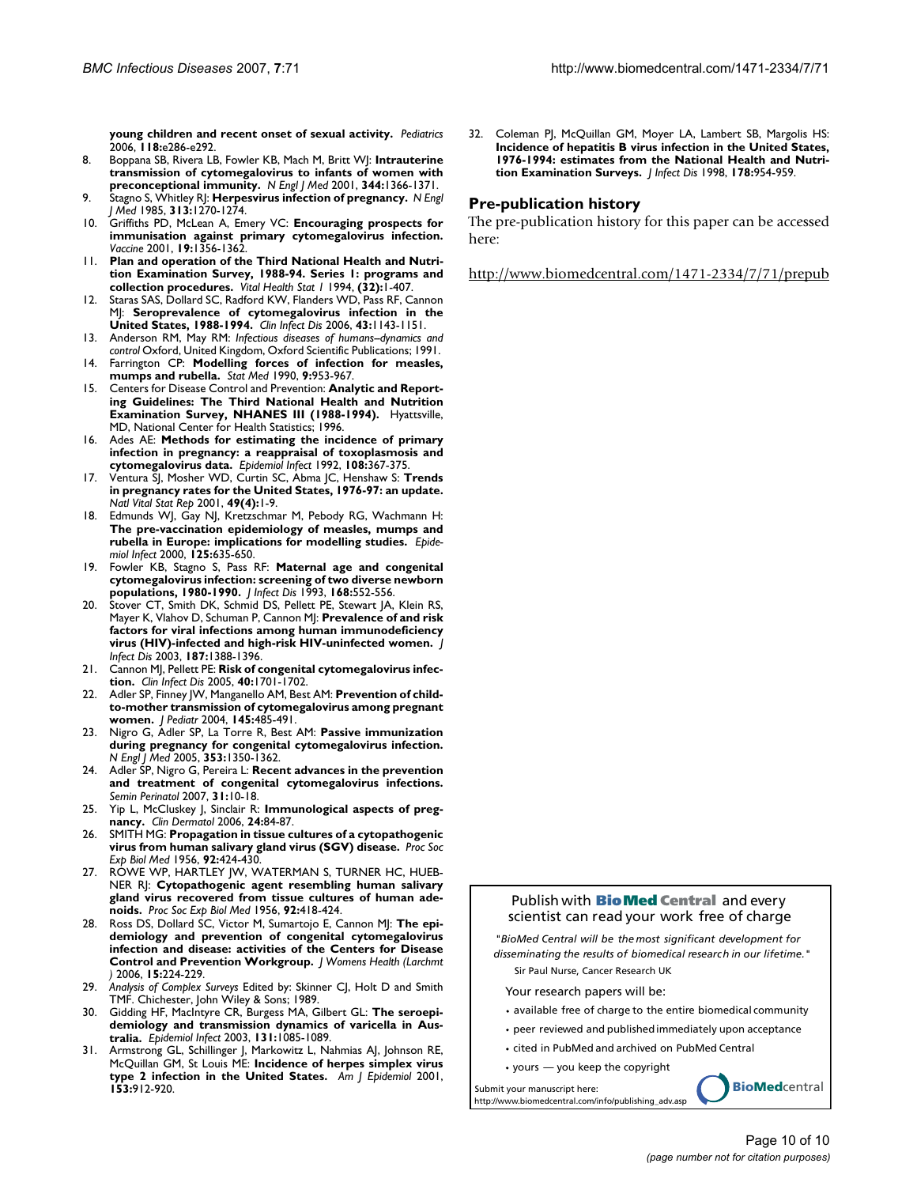young children and recent onset of sexual activity. *Pediatrics* 2006, **118:**e286-e292.

8. Boppana SB, Rivera LB, Fowler KB, Mach M, Britt WJ: **Intrauterine transmission of cytomegalovirus to infants of women with preconceptional immunity.** *N Engl J Med* 2001, **344:**1366-1371.
9. Stagno S, Whitley RJ: **Herpesvirus infection of pregnancy.** *N Engl J Med* 1985, **313:**1270-1274.
10. Griffiths PD, McLean A, Emery VC: **Encouraging prospects for immunisation against primary cytomegalovirus infection.** *Vaccine* 2001, **19:**1356-1362.
11. **Plan and operation of the Third National Health and Nutrition Examination Survey, 1988-94. Series 1: programs and collection procedures.** *Vital Health Stat 1* 1994, **(32):**1-407.
12. Staras SAS, Dollard SC, Radford KW, Flanders WD, Pass RF, Cannon MJ: **Seroprevalence of cytomegalovirus infection in the United States, 1988-1994.** *Clin Infect Dis* 2006, **43:**1143-1151.
13. Anderson RM, May RM: *Infectious diseases of humans–dynamics and control* Oxford, United Kingdom, Oxford Scientific Publications; 1991.
14. Farrington CP: **Modelling forces of infection for measles, mumps and rubella.** *Stat Med* 1990, **9:**953-967.
15. Centers for Disease Control and Prevention: **Analytic and Reporting Guidelines: The Third National Health and Nutrition Examination Survey, NHANES III (1988-1994).** Hyattsville, MD, National Center for Health Statistics; 1996.
16. Ades AE: **Methods for estimating the incidence of primary infection in pregnancy: a reappraisal of toxoplasmosis and cytomegalovirus data.** *Epidemiol Infect* 1992, **108:**367-375.
17. Ventura SJ, Mosher WD, Curtin SC, Abma JC, Henshaw S: **Trends in pregnancy rates for the United States, 1976-97: an update.** *Natl Vital Stat Rep* 2001, **49(4):**1-9.
18. Edmunds WJ, Gay NJ, Kretzschmar M, Pebody RG, Wachmann H: **The pre-vaccination epidemiology of measles, mumps and rubella in Europe: implications for modelling studies.** *Epidemiol Infect* 2000, **125:**635-650.
19. Fowler KB, Stagno S, Pass RF: **Maternal age and congenital cytomegalovirus infection: screening of two diverse newborn populations, 1980-1990.** *J Infect Dis* 1993, **168:**552-556.
20. Stover CT, Smith DK, Schmid DS, Pellett PE, Stewart JA, Klein RS, Mayer K, Vlahov D, Schuman P, Cannon MJ: **Prevalence of and risk factors for viral infections among human immunodeficiency virus (HIV)-infected and high-risk HIV-uninfected women.** *J Infect Dis* 2003, **187:**1388-1396.
21. Cannon MJ, Pellett PE: **Risk of congenital cytomegalovirus infection.** *Clin Infect Dis* 2005, **40:**1701-1702.
22. Adler SP, Finney JW, Manganello AM, Best AM: **Prevention of child-to-mother transmission of cytomegalovirus among pregnant women.** *J Pediatr* 2004, **145:**485-491.
23. Nigro G, Adler SP, La Torre R, Best AM: **Passive immunization during pregnancy for congenital cytomegalovirus infection.** *N Engl J Med* 2005, **353:**1350-1362.
24. Adler SP, Nigro G, Pereira L: **Recent advances in the prevention and treatment of congenital cytomegalovirus infections.** *Semin Perinatol* 2007, **31:**10-18.
25. Yip L, McCluskey J, Sinclair R: **Immunological aspects of pregnancy.** *Clin Dermatol* 2006, **24:**84-87.
26. SMITH MG: **Propagation in tissue cultures of a cytopathogenic virus from human salivary gland virus (SGV) disease.** *Proc Soc Exp Biol Med* 1956, **92:**424-430.
27. ROWE WP, HARTLEY JW, WATERMAN S, TURNER HC, HUEBNER RJ: **Cytopathogenic agent resembling human salivary gland virus recovered from tissue cultures of human adenoids.** *Proc Soc Exp Biol Med* 1956, **92:**418-424.
28. Ross DS, Dollard SC, Victor M, Sumartojo E, Cannon MJ: **The epidemiology and prevention of congenital cytomegalovirus infection and disease: activities of the Centers for Disease Control and Prevention Workgroup.** *J Womens Health (Larchmt )* 2006, **15:**224-229.
29. *Analysis of Complex Surveys* Edited by: Skinner CJ, Holt D and Smith TMF. Chichester, John Wiley & Sons; 1989.
30. Gidding HF, MacIntyre CR, Burgess MA, Gilbert GL: **The seroepidemiology and transmission dynamics of varicella in Australia.** *Epidemiol Infect* 2003, **131:**1085-1089.
31. Armstrong GL, Schillinger J, Markowitz L, Nahmias AJ, Johnson RE, McQuillan GM, St Louis ME: **Incidence of herpes simplex virus type 2 infection in the United States.** *Am J Epidemiol* 2001, **153:**912-920.
32. Coleman PJ, McQuillan GM, Moyer LA, Lambert SB, Margolis HS: **Incidence of hepatitis B virus infection in the United States, 1976-1994: estimates from the National Health and Nutrition Examination Surveys.** *J Infect Dis* 1998, **178:**954-959.

## Pre-publication history

The pre-publication history for this paper can be accessed here:

http://www.biomedcentral.com/1471-2334/7/71/prepub

Publish with **BioMed Central** and every scientist can read your work free of charge

*"BioMed Central will be the most significant development for disseminating the results of biomedical research in our lifetime."*
Sir Paul Nurse, Cancer Research UK

Your research papers will be:

- available free of charge to the entire biomedical community
- peer reviewed and published immediately upon acceptance
- cited in PubMed and archived on PubMed Central
- yours — you keep the copyright

Submit your manuscript here:
http://www.biomedcentral.com/info/publishing_adv.asp

BioMedcentral